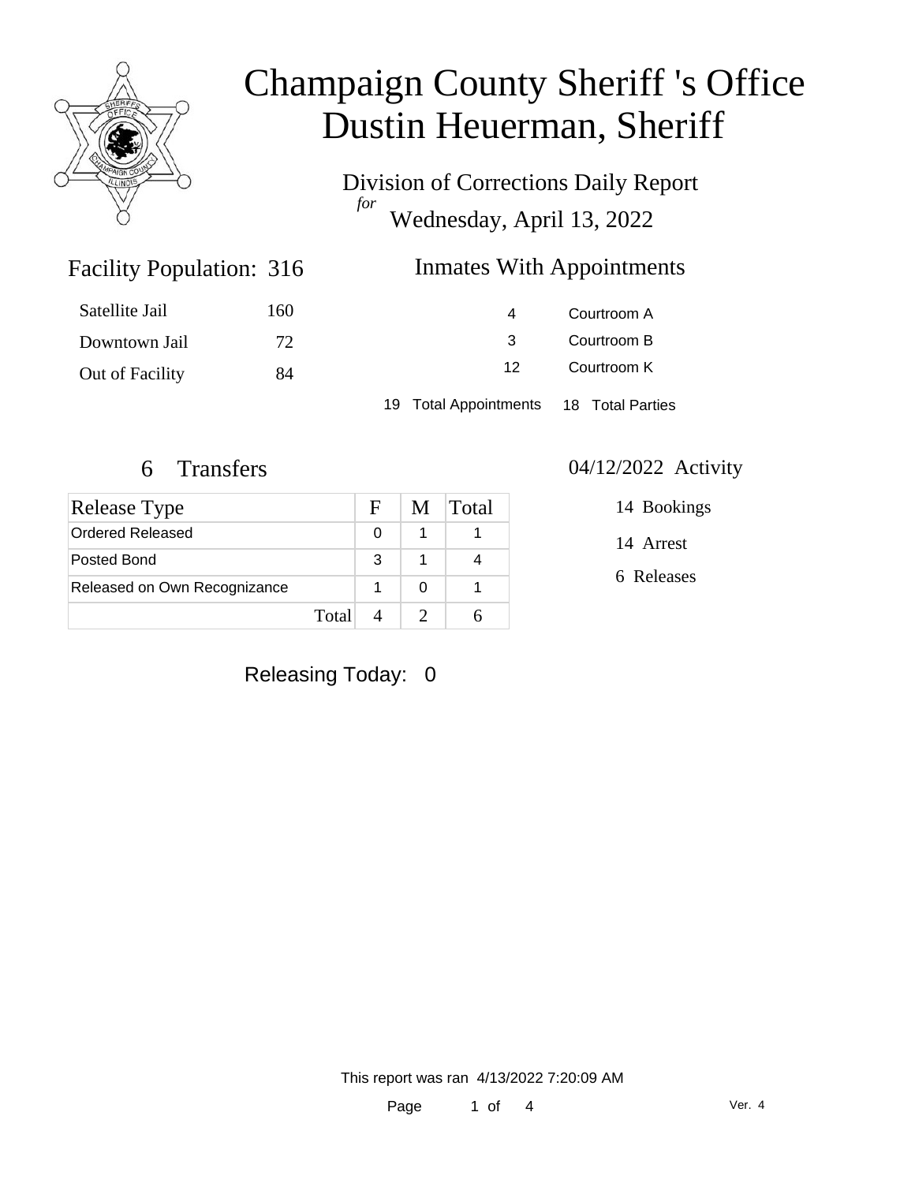# Champaign County Sheriff 's Office
# Dustin Heuerman, Sheriff

Division of Corrections Daily Report
*for*
Wednesday, April 13, 2022

## Facility Population: 316

| | |
|---|---|
| Satellite Jail | 160 |
| Downtown Jail | 72 |
| Out of Facility | 84 |

## Inmates With Appointments

| | |
|---|---|
| 4 | Courtroom A |
| 3 | Courtroom B |
| 12 | Courtroom K |

19 Total Appointments    18 Total Parties

## 6 Transfers

| Release Type | F | M | Total |
|---|---|---|---|
| Ordered Released | 0 | 1 | 1 |
| Posted Bond | 3 | 1 | 4 |
| Released on Own Recognizance | 1 | 0 | 1 |
| Total | 4 | 2 | 6 |

## 04/12/2022 Activity

14 Bookings

14 Arrest

6 Releases

Releasing Today: 0

This report was ran 4/13/2022 7:20:09 AM

Ver. 4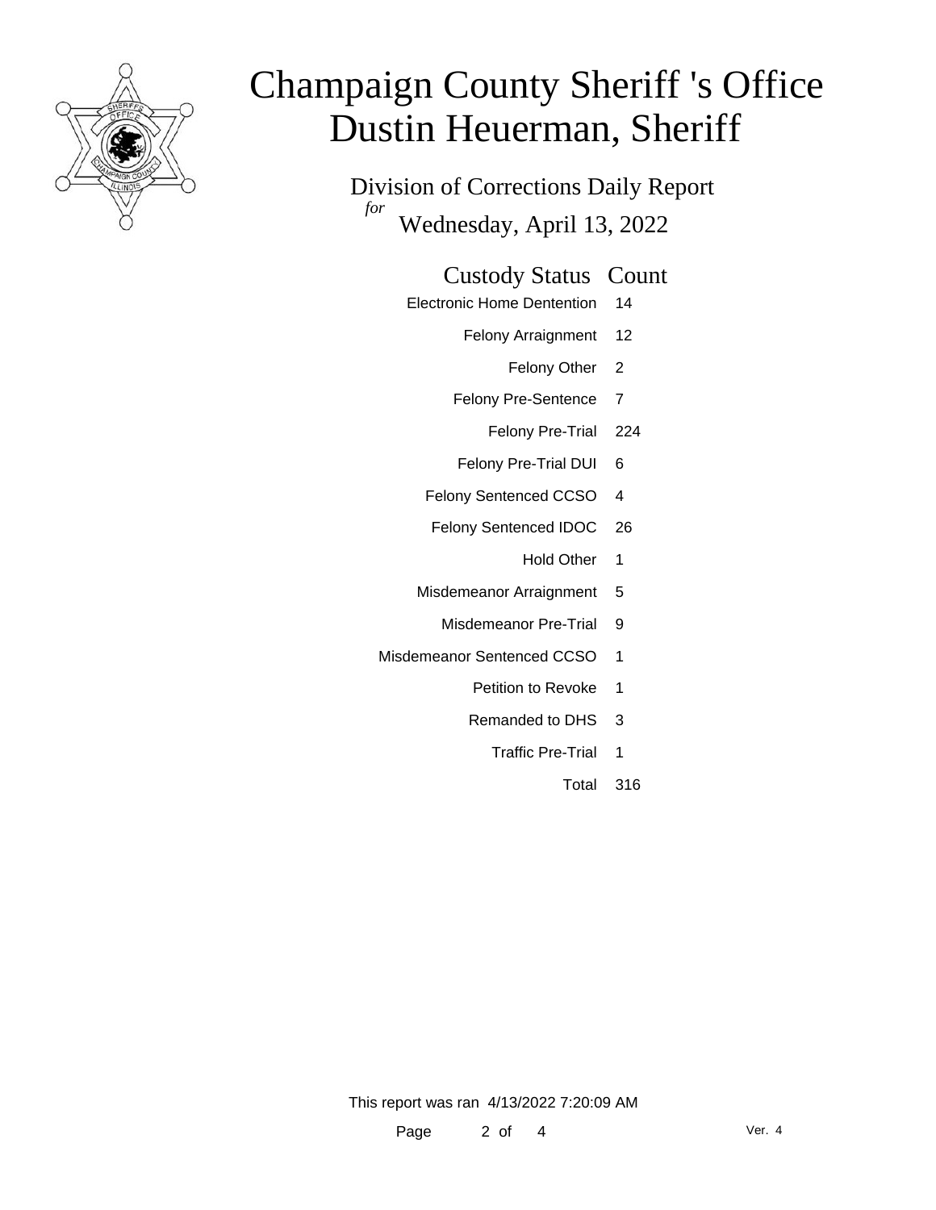# Champaign County Sheriff 's Office
# Dustin Heuerman, Sheriff

## Division of Corrections Daily Report
*for*
## Wednesday, April 13, 2022

| Custody Status | Count |
|---|---|
| Electronic Home Dentention | 14 |
| Felony Arraignment | 12 |
| Felony Other | 2 |
| Felony Pre-Sentence | 7 |
| Felony Pre-Trial | 224 |
| Felony Pre-Trial DUI | 6 |
| Felony Sentenced CCSO | 4 |
| Felony Sentenced IDOC | 26 |
| Hold Other | 1 |
| Misdemeanor Arraignment | 5 |
| Misdemeanor Pre-Trial | 9 |
| Misdemeanor Sentenced CCSO | 1 |
| Petition to Revoke | 1 |
| Remanded to DHS | 3 |
| Traffic Pre-Trial | 1 |
| Total | 316 |

This report was ran 4/13/2022 7:20:09 AM

Ver. 4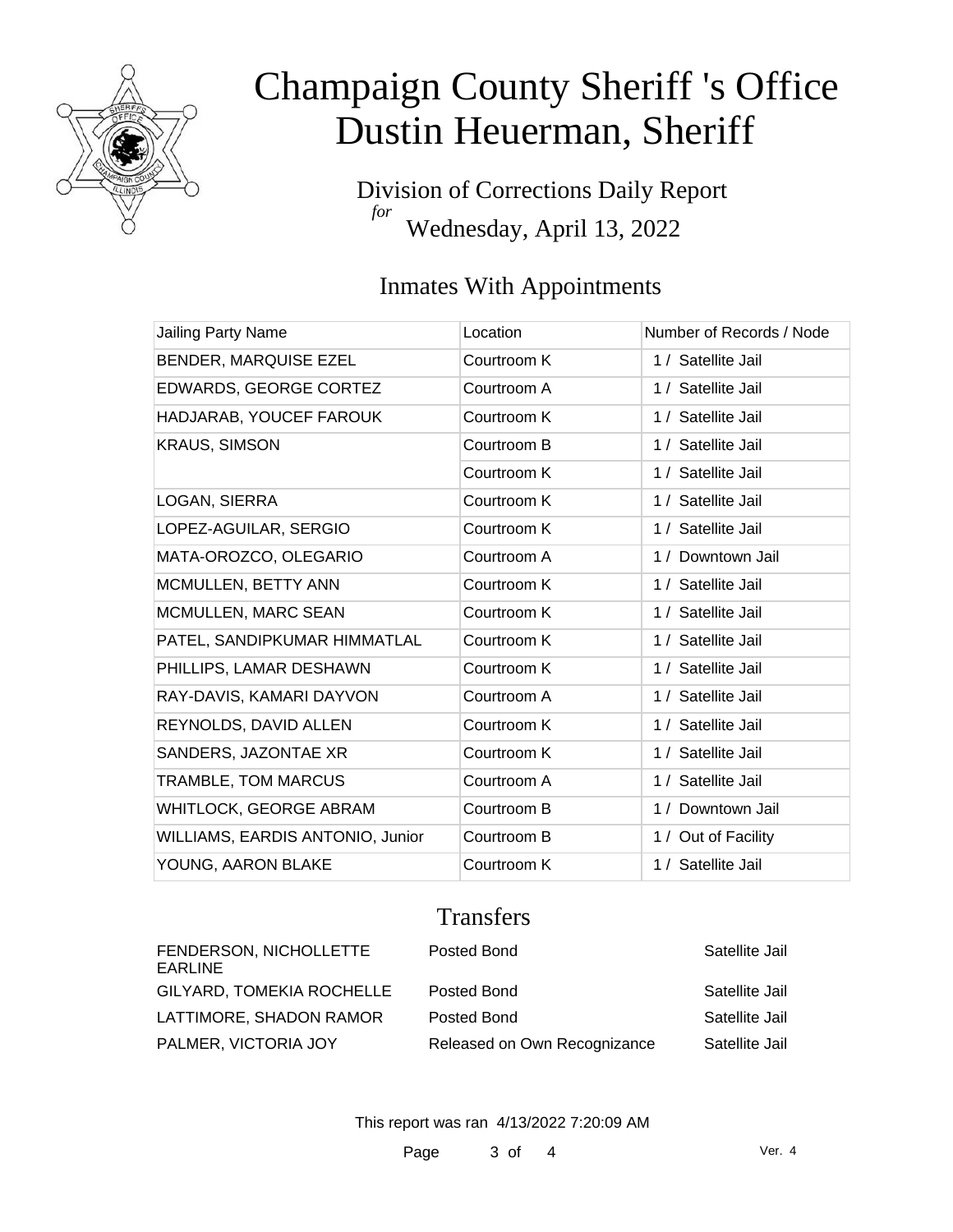# Champaign County Sheriff 's Office
# Dustin Heuerman, Sheriff

Division of Corrections Daily Report
*for*
Wednesday, April 13, 2022

## Inmates With Appointments

| Jailing Party Name | Location | Number of Records / Node |
| --- | --- | --- |
| BENDER, MARQUISE EZEL | Courtroom K | 1 / Satellite Jail |
| EDWARDS, GEORGE CORTEZ | Courtroom A | 1 / Satellite Jail |
| HADJARAB, YOUCEF FAROUK | Courtroom K | 1 / Satellite Jail |
| KRAUS, SIMSON | Courtroom B | 1 / Satellite Jail |
| | Courtroom K | 1 / Satellite Jail |
| LOGAN, SIERRA | Courtroom K | 1 / Satellite Jail |
| LOPEZ-AGUILAR, SERGIO | Courtroom K | 1 / Satellite Jail |
| MATA-OROZCO, OLEGARIO | Courtroom A | 1 / Downtown Jail |
| MCMULLEN, BETTY ANN | Courtroom K | 1 / Satellite Jail |
| MCMULLEN, MARC SEAN | Courtroom K | 1 / Satellite Jail |
| PATEL, SANDIPKUMAR HIMMATLAL | Courtroom K | 1 / Satellite Jail |
| PHILLIPS, LAMAR DESHAWN | Courtroom K | 1 / Satellite Jail |
| RAY-DAVIS, KAMARI DAYVON | Courtroom A | 1 / Satellite Jail |
| REYNOLDS, DAVID ALLEN | Courtroom K | 1 / Satellite Jail |
| SANDERS, JAZONTAE XR | Courtroom K | 1 / Satellite Jail |
| TRAMBLE, TOM MARCUS | Courtroom A | 1 / Satellite Jail |
| WHITLOCK, GEORGE ABRAM | Courtroom B | 1 / Downtown Jail |
| WILLIAMS, EARDIS ANTONIO, Junior | Courtroom B | 1 / Out of Facility |
| YOUNG, AARON BLAKE | Courtroom K | 1 / Satellite Jail |

## Transfers

| | | |
| --- | --- | --- |
| FENDERSON, NICHOLLETTE EARLINE | Posted Bond | Satellite Jail |
| GILYARD, TOMEKIA ROCHELLE | Posted Bond | Satellite Jail |
| LATTIMORE, SHADON RAMOR | Posted Bond | Satellite Jail |
| PALMER, VICTORIA JOY | Released on Own Recognizance | Satellite Jail |

This report was ran 4/13/2022 7:20:09 AM

Ver. 4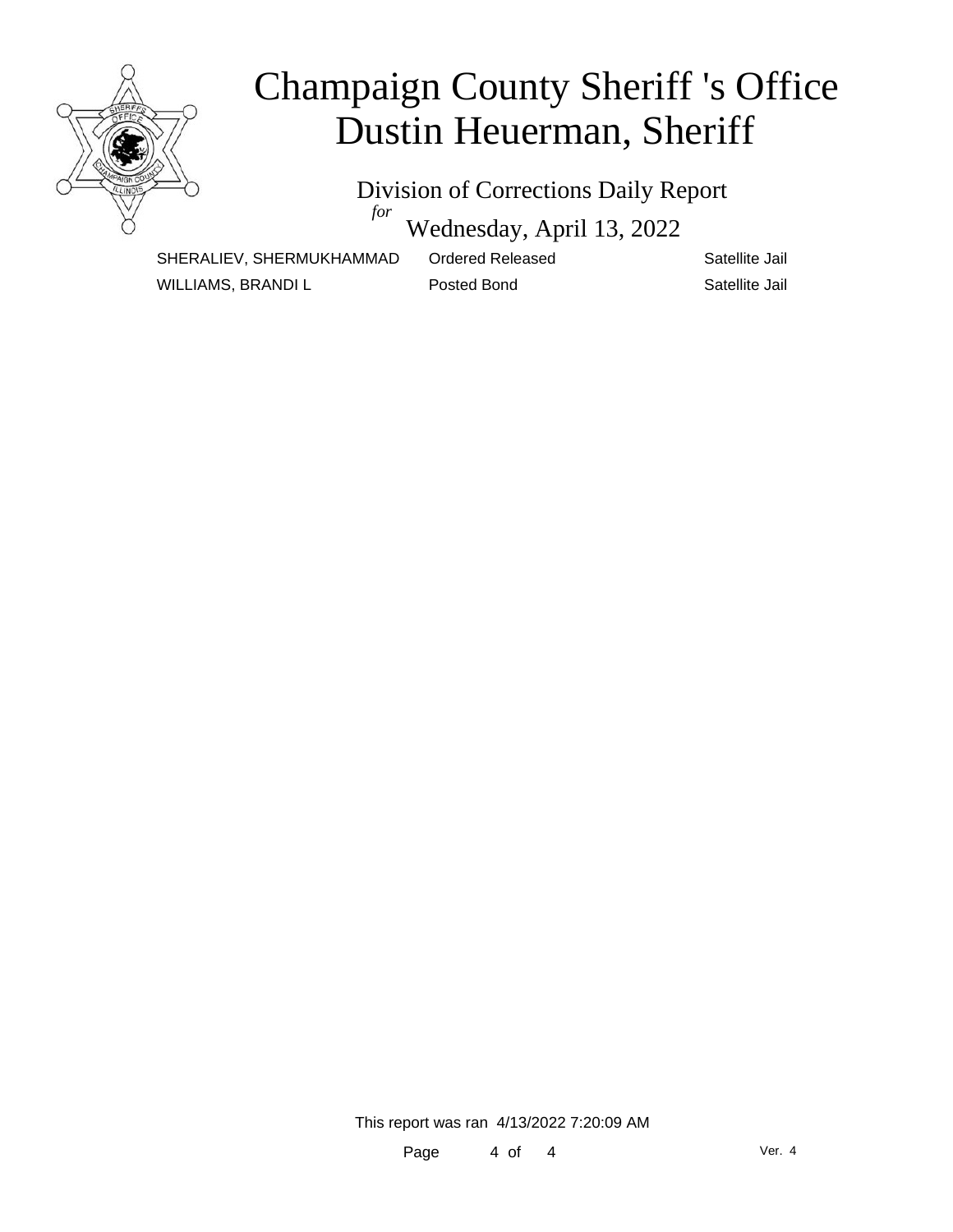# Champaign County Sheriff 's Office
# Dustin Heuerman, Sheriff

Division of Corrections Daily Report

*for*

Wednesday, April 13, 2022

| | | |
|---|---|---|
| SHERALIEV, SHERMUKHAMMAD | Ordered Released | Satellite Jail |
| WILLIAMS, BRANDI L | Posted Bond | Satellite Jail |

This report was ran 4/13/2022 7:20:09 AM

Ver. 4